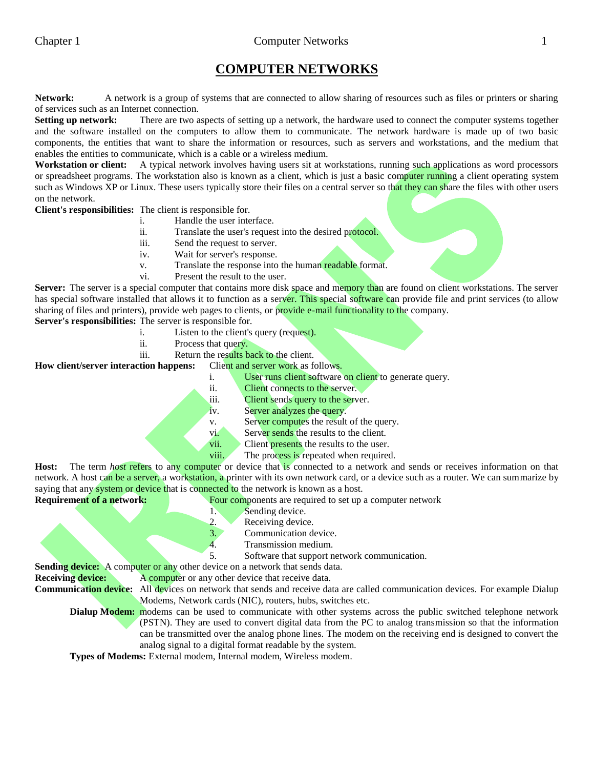# COMPUTER NETWORKS

**Network:** A network is a group of systems that are connected to allow sharing of resources such as files or printers or sharing of services such as an Internet connection.

**Setting up network:** There are two aspects of setting up a network, the hardware used to connect the computer systems together and the software installed on the computers to allow them to communicate. The network hardware is made up of two basic components, the entities that want to share the information or resources, such as servers and workstations, and the medium that enables the entities to communicate, which is a cable or a wireless medium.

**Workstation or client:** A typical network involves having users sit at workstations, running such applications as word processors or spreadsheet programs. The workstation also is known as a client, which is just a basic computer running a client operating system such as Windows XP or Linux. These users typically store their files on a central server so that they can share the files with other users on the network.

**Client's responsibilities:** The client is responsible for.

- i. Handle the user interface.
- ii. Translate the user's request into the desired protocol.
- iii. Send the request to server.
- iv. Wait for server's response.
- v. Translate the response into the human readable format.
- vi. Present the result to the user.

**Server:** The server is a special computer that contains more disk space and memory than are found on client workstations. The server has special software installed that allows it to function as a server. This special software can provide file and print services (to allow sharing of files and printers), provide web pages to clients, or provide e-mail functionality to the company.

**Server's responsibilities:** The server is responsible for.

- i. Listen to the client's query (request).
- ii. Process that query.
- iii. Return the results back to the client.

**How client/server interaction happens:** Client and server work as follows.

- i. User runs client software on client to generate query.
- ii. Client connects to the server.
- iii. Client sends query to the server.
- iv. Server analyzes the query.
- v. Server computes the result of the query.
- vi. Server sends the results to the client.
- vii. Client presents the results to the user.
- viii. The process is repeated when required.

**Host:** The term *host* refers to any computer or device that is connected to a network and sends or receives information on that network. A host can be a server, a workstation, a printer with its own network card, or a device such as a router. We can summarize by saying that any system or device that is connected to the network is known as a host.

**Requirement of a network:** Four components are required to set up a computer network

1. Sending device.
2. Receiving device.
3. Communication device.
4. Transmission medium.
5. Software that support network communication.

**Sending device:** A computer or any other device on a network that sends data.

**Receiving device:** A computer or any other device that receive data.

**Communication device:** All devices on network that sends and receive data are called communication devices. For example Dialup Modems, Network cards (NIC), routers, hubs, switches etc.

**Dialup Modem:** modems can be used to communicate with other systems across the public switched telephone network (PSTN). They are used to convert digital data from the PC to analog transmission so that the information can be transmitted over the analog phone lines. The modem on the receiving end is designed to convert the analog signal to a digital format readable by the system.

**Types of Modems:** External modem, Internal modem, Wireless modem.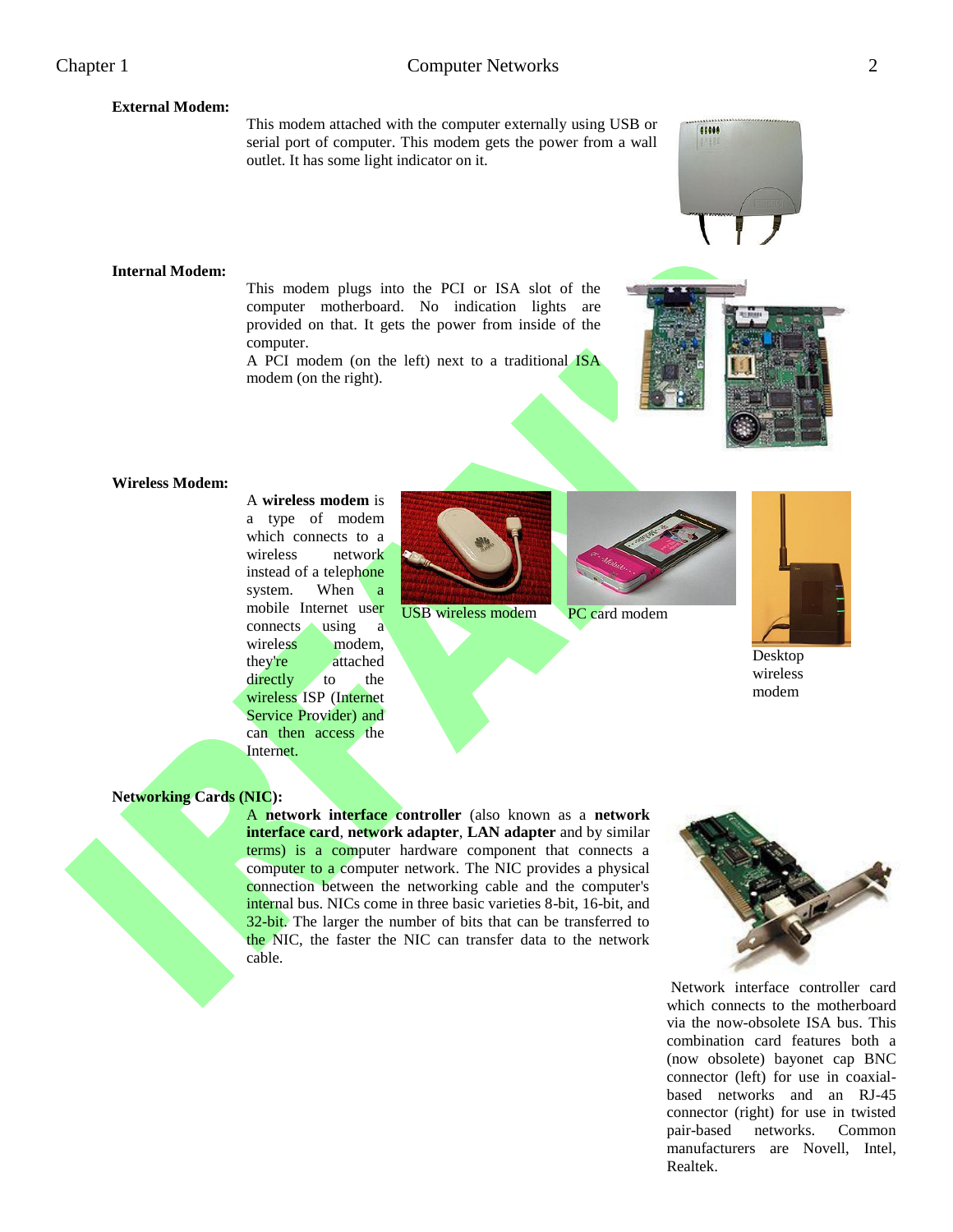**External Modem:**

This modem attached with the computer externally using USB or serial port of computer. This modem gets the power from a wall outlet. It has some light indicator on it.

**Internal Modem:**

This modem plugs into the PCI or ISA slot of the computer motherboard. No indication lights are provided on that. It gets the power from inside of the computer.
A PCI modem (on the left) next to a traditional ISA modem (on the right).

**Wireless Modem:**

A **wireless modem** is a type of modem which connects to a wireless network instead of a telephone system. When a mobile Internet user connects using a wireless modem, they're attached directly to the wireless ISP (Internet Service Provider) and can then access the Internet.

USB wireless modem

PC card modem

Desktop wireless modem

**Networking Cards (NIC):**

A **network interface controller** (also known as a **network interface card**, **network adapter**, **LAN adapter** and by similar terms) is a computer hardware component that connects a computer to a computer network. The NIC provides a physical connection between the networking cable and the computer's internal bus. NICs come in three basic varieties 8-bit, 16-bit, and 32-bit. The larger the number of bits that can be transferred to the NIC, the faster the NIC can transfer data to the network cable.

Network interface controller card which connects to the motherboard via the now-obsolete ISA bus. This combination card features both a (now obsolete) bayonet cap BNC connector (left) for use in coaxial-based networks and an RJ-45 connector (right) for use in twisted pair-based networks. Common manufacturers are Novell, Intel, Realtek.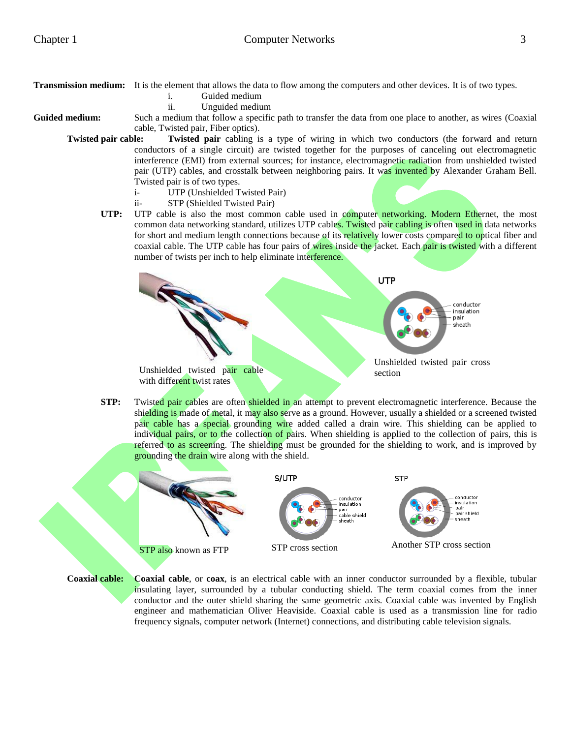**Transmission medium:** It is the element that allows the data to flow among the computers and other devices. It is of two types.

i. Guided medium
ii. Unguided medium

**Guided medium:** Such a medium that follow a specific path to transfer the data from one place to another, as wires (Coaxial cable, Twisted pair, Fiber optics).

**Twisted pair cable:** **Twisted pair** cabling is a type of wiring in which two conductors (the forward and return conductors of a single circuit) are twisted together for the purposes of canceling out electromagnetic interference (EMI) from external sources; for instance, electromagnetic radiation from unshielded twisted pair (UTP) cables, and crosstalk between neighboring pairs. It was invented by Alexander Graham Bell. Twisted pair is of two types.

i- UTP (Unshielded Twisted Pair)
ii- STP (Shielded Twisted Pair)

**UTP:** UTP cable is also the most common cable used in computer networking. Modern Ethernet, the most common data networking standard, utilizes UTP cables. Twisted pair cabling is often used in data networks for short and medium length connections because of its relatively lower costs compared to optical fiber and coaxial cable. The UTP cable has four pairs of wires inside the jacket. Each pair is twisted with a different number of twists per inch to help eliminate interference.

Unshielded twisted pair cable with different twist rates

Unshielded twisted pair cross section

**STP:** Twisted pair cables are often shielded in an attempt to prevent electromagnetic interference. Because the shielding is made of metal, it may also serve as a ground. However, usually a shielded or a screened twisted pair cable has a special grounding wire added called a drain wire. This shielding can be applied to individual pairs, or to the collection of pairs. When shielding is applied to the collection of pairs, this is referred to as screening. The shielding must be grounded for the shielding to work, and is improved by grounding the drain wire along with the shield.

STP also known as FTP

STP cross section

Another STP cross section

**Coaxial cable:** **Coaxial cable**, or **coax**, is an electrical cable with an inner conductor surrounded by a flexible, tubular insulating layer, surrounded by a tubular conducting shield. The term coaxial comes from the inner conductor and the outer shield sharing the same geometric axis. Coaxial cable was invented by English engineer and mathematician Oliver Heaviside. Coaxial cable is used as a transmission line for radio frequency signals, computer network (Internet) connections, and distributing cable television signals.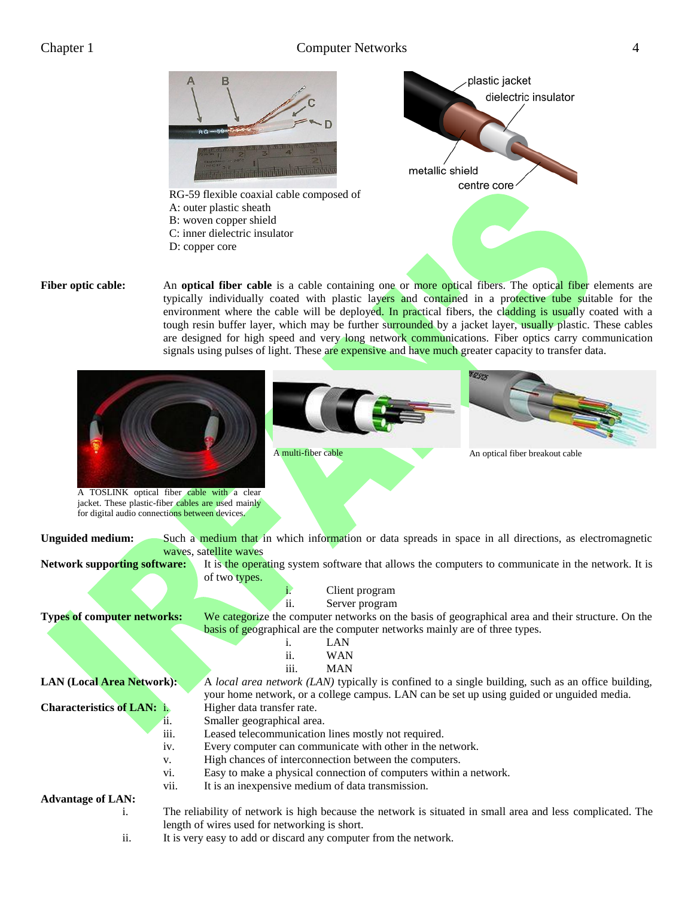RG-59 flexible coaxial cable composed of
A: outer plastic sheath
B: woven copper shield
C: inner dielectric insulator
D: copper core

**Fiber optic cable:** An **optical fiber cable** is a cable containing one or more optical fibers. The optical fiber elements are typically individually coated with plastic layers and contained in a protective tube suitable for the environment where the cable will be deployed. In practical fibers, the cladding is usually coated with a tough resin buffer layer, which may be further surrounded by a jacket layer, usually plastic. These cables are designed for high speed and very long network communications. Fiber optics carry communication signals using pulses of light. These are expensive and have much greater capacity to transfer data.

A TOSLINK optical fiber cable with a clear jacket. These plastic-fiber cables are used mainly for digital audio connections between devices.

A multi-fiber cable

An optical fiber breakout cable

**Unguided medium:** Such a medium that in which information or data spreads in space in all directions, as electromagnetic waves, satellite waves

**Network supporting software:** It is the operating system software that allows the computers to communicate in the network. It is of two types.

i. Client program
ii. Server program

**Types of computer networks:** We categorize the computer networks on the basis of geographical area and their structure. On the basis of geographical are the computer networks mainly are of three types.

i. LAN
ii. WAN
iii. MAN

**LAN (Local Area Network):** A *local area network (LAN)* typically is confined to a single building, such as an office building, your home network, or a college campus. LAN can be set up using guided or unguided media.

**Characteristics of LAN:**

i. Higher data transfer rate.
ii. Smaller geographical area.
iii. Leased telecommunication lines mostly not required.
iv. Every computer can communicate with other in the network.
v. High chances of interconnection between the computers.
vi. Easy to make a physical connection of computers within a network.
vii. It is an inexpensive medium of data transmission.

**Advantage of LAN:**

i. The reliability of network is high because the network is situated in small area and less complicated. The length of wires used for networking is short.
ii. It is very easy to add or discard any computer from the network.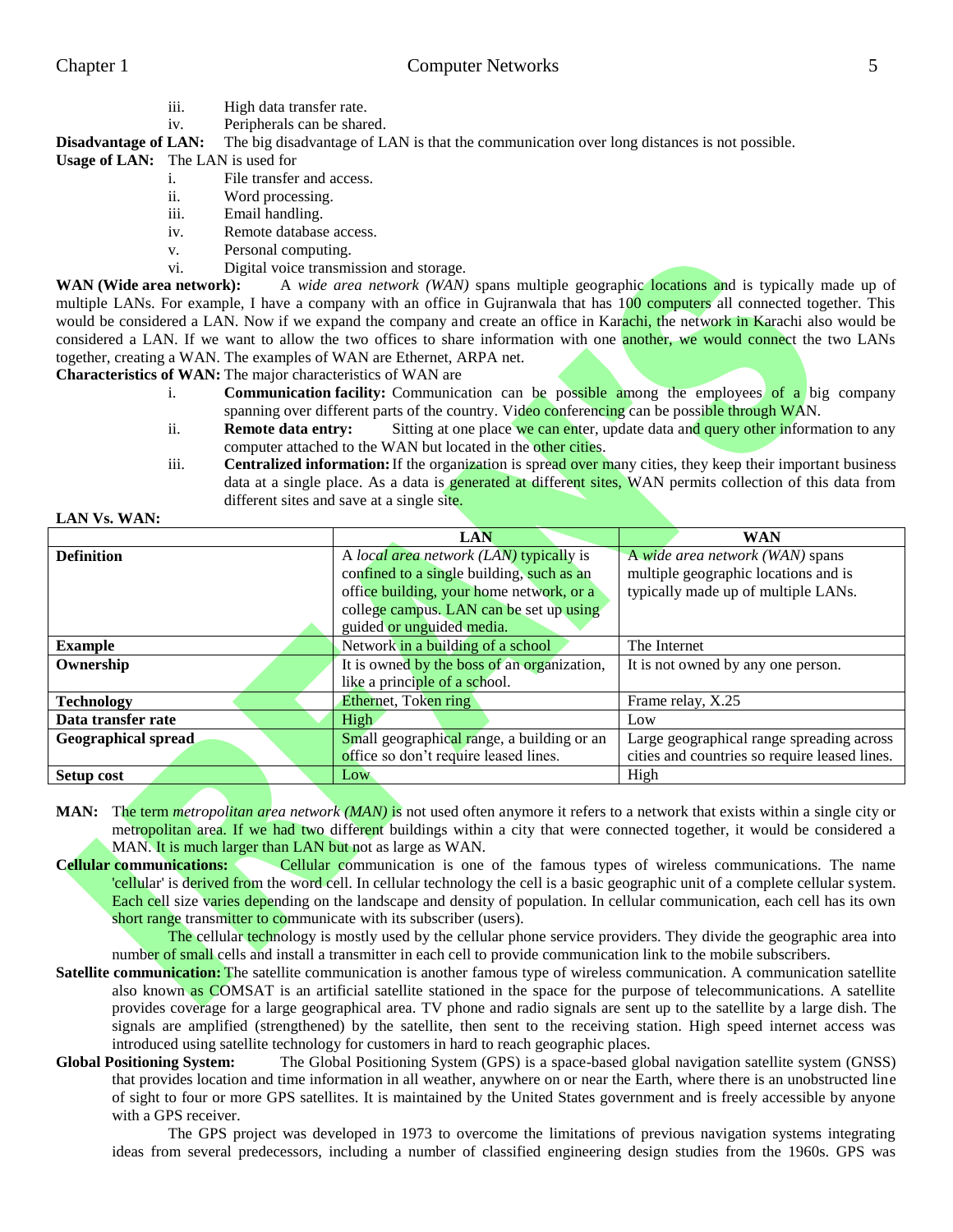iii. High data transfer rate.
iv. Peripherals can be shared.

**Disadvantage of LAN:** The big disadvantage of LAN is that the communication over long distances is not possible.

**Usage of LAN:** The LAN is used for

i. File transfer and access.
ii. Word processing.
iii. Email handling.
iv. Remote database access.
v. Personal computing.
vi. Digital voice transmission and storage.

**WAN (Wide area network):** A *wide area network (WAN)* spans multiple geographic locations and is typically made up of multiple LANs. For example, I have a company with an office in Gujranwala that has 100 computers all connected together. This would be considered a LAN. Now if we expand the company and create an office in Karachi, the network in Karachi also would be considered a LAN. If we want to allow the two offices to share information with one another, we would connect the two LANs together, creating a WAN. The examples of WAN are Ethernet, ARPA net.

**Characteristics of WAN:** The major characteristics of WAN are

i. **Communication facility:** Communication can be possible among the employees of a big company spanning over different parts of the country. Video conferencing can be possible through WAN.
ii. **Remote data entry:** Sitting at one place we can enter, update data and query other information to any computer attached to the WAN but located in the other cities.
iii. **Centralized information:** If the organization is spread over many cities, they keep their important business data at a single place. As a data is generated at different sites, WAN permits collection of this data from different sites and save at a single site.

**LAN Vs. WAN:**

| | LAN | WAN |
|---|---|---|
| **Definition** | A *local area network (LAN)* typically is confined to a single building, such as an office building, your home network, or a college campus. LAN can be set up using guided or unguided media. | A *wide area network (WAN)* spans multiple geographic locations and is typically made up of multiple LANs. |
| **Example** | Network in a building of a school | The Internet |
| **Ownership** | It is owned by the boss of an organization, like a principle of a school. | It is not owned by any one person. |
| **Technology** | Ethernet, Token ring | Frame relay, X.25 |
| **Data transfer rate** | High | Low |
| **Geographical spread** | Small geographical range, a building or an office so don't require leased lines. | Large geographical range spreading across cities and countries so require leased lines. |
| **Setup cost** | Low | High |

**MAN:** The term *metropolitan area network (MAN)* is not used often anymore it refers to a network that exists within a single city or metropolitan area. If we had two different buildings within a city that were connected together, it would be considered a MAN. It is much larger than LAN but not as large as WAN.

**Cellular communications:** Cellular communication is one of the famous types of wireless communications. The name 'cellular' is derived from the word cell. In cellular technology the cell is a basic geographic unit of a complete cellular system. Each cell size varies depending on the landscape and density of population. In cellular communication, each cell has its own short range transmitter to communicate with its subscriber (users).

The cellular technology is mostly used by the cellular phone service providers. They divide the geographic area into number of small cells and install a transmitter in each cell to provide communication link to the mobile subscribers.

**Satellite communication:** The satellite communication is another famous type of wireless communication. A communication satellite also known as COMSAT is an artificial satellite stationed in the space for the purpose of telecommunications. A satellite provides coverage for a large geographical area. TV phone and radio signals are sent up to the satellite by a large dish. The signals are amplified (strengthened) by the satellite, then sent to the receiving station. High speed internet access was introduced using satellite technology for customers in hard to reach geographic places.

**Global Positioning System:** The Global Positioning System (GPS) is a space-based global navigation satellite system (GNSS) that provides location and time information in all weather, anywhere on or near the Earth, where there is an unobstructed line of sight to four or more GPS satellites. It is maintained by the United States government and is freely accessible by anyone with a GPS receiver.

The GPS project was developed in 1973 to overcome the limitations of previous navigation systems integrating ideas from several predecessors, including a number of classified engineering design studies from the 1960s. GPS was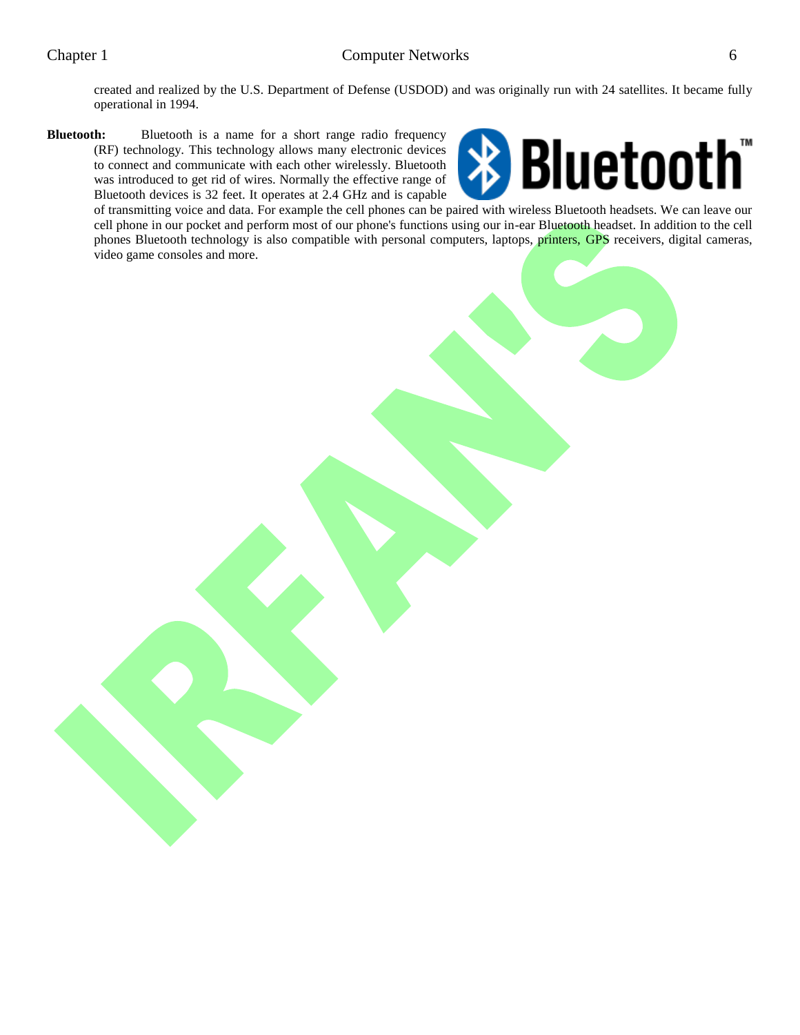created and realized by the U.S. Department of Defense (USDOD) and was originally run with 24 satellites. It became fully operational in 1994.

**Bluetooth:** Bluetooth is a name for a short range radio frequency (RF) technology. This technology allows many electronic devices to connect and communicate with each other wirelessly. Bluetooth was introduced to get rid of wires. Normally the effective range of Bluetooth devices is 32 feet. It operates at 2.4 GHz and is capable of transmitting voice and data. For example the cell phones can be paired with wireless Bluetooth headsets. We can leave our cell phone in our pocket and perform most of our phone's functions using our in-ear Bluetooth headset. In addition to the cell phones Bluetooth technology is also compatible with personal computers, laptops, printers, GPS receivers, digital cameras, video game consoles and more.